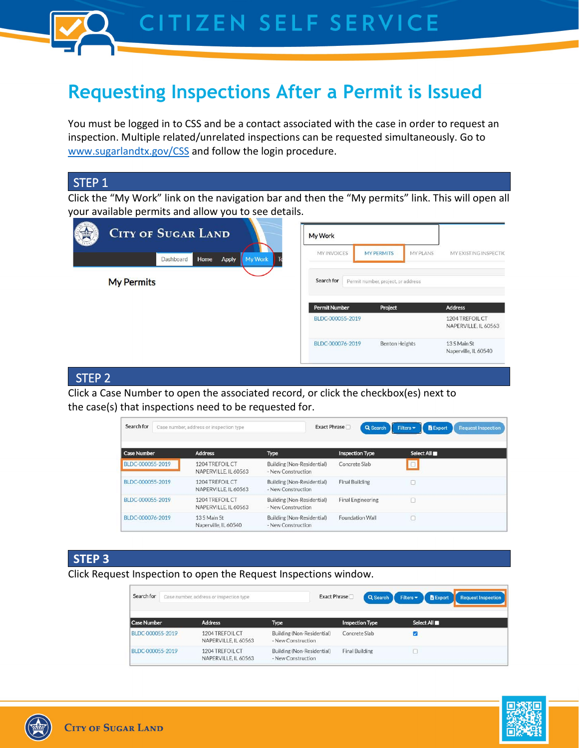# Requesting Inspections After a Permit is Issued

You must be logged in to CSS and be a contact associated with the case in order to request an inspection. Multiple related/unrelated inspections can be requested simultaneously. Go to [www.sugarlandtx.gov/CSS](http://www.sugarlandtx.gov/CSS) and follow the login procedure.

## STEP 1

Click the “My Work” link on the navigation bar and then the “My permits” link. This will open all your available permits and allow you to see details.

## STEP 2

Click a Case Number to open the associated record, or click the checkbox(es) next to the case(s) that inspections need to be requested for.

## STEP 3

Click Request Inspection to open the Request Inspections window.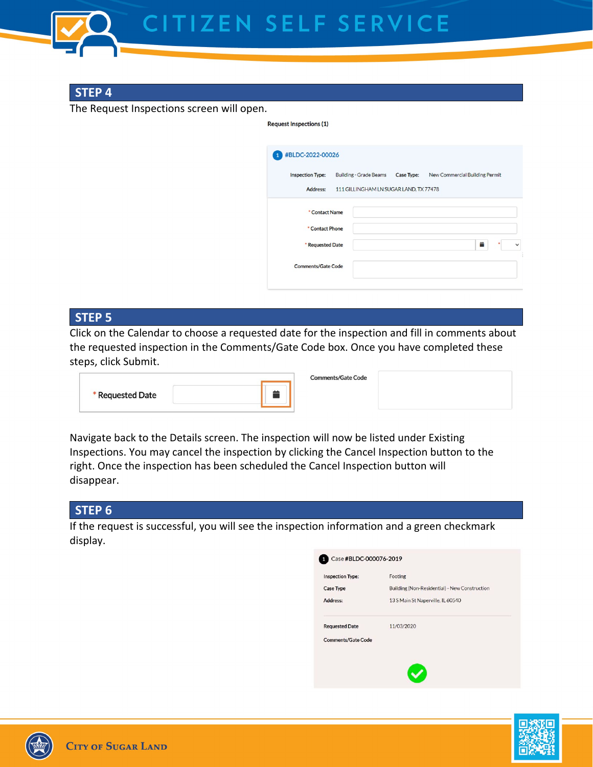## STEP 4

The Request Inspections screen will open.

Request Inspections (1)

1 #BLDC-2022-00026

Inspection Type: Building - Grade Beams Case Type: New Commercial Building Permit

Address: 111 GILLINGHAM LN SUGAR LAND, TX 77478

* Contact Name

* Contact Phone

* Requested Date

Comments/Gate Code

## STEP 5

Click on the Calendar to choose a requested date for the inspection and fill in comments about the requested inspection in the Comments/Gate Code box. Once you have completed these steps, click Submit.

* Requested Date

Comments/Gate Code

Navigate back to the Details screen. The inspection will now be listed under Existing Inspections. You may cancel the inspection by clicking the Cancel Inspection button to the right. Once the inspection has been scheduled the Cancel Inspection button will disappear.

## STEP 6

If the request is successful, you will see the inspection information and a green checkmark display.

1 Case #BLDC-000076-2019

| | |
|---|---|
| Inspection Type: | Footing |
| Case Type | Building (Non-Residential) - New Construction |
| Address: | 13 S Main St Naperville, IL 60540 |
| Requested Date | 11/03/2020 |
| Comments/Gate Code | |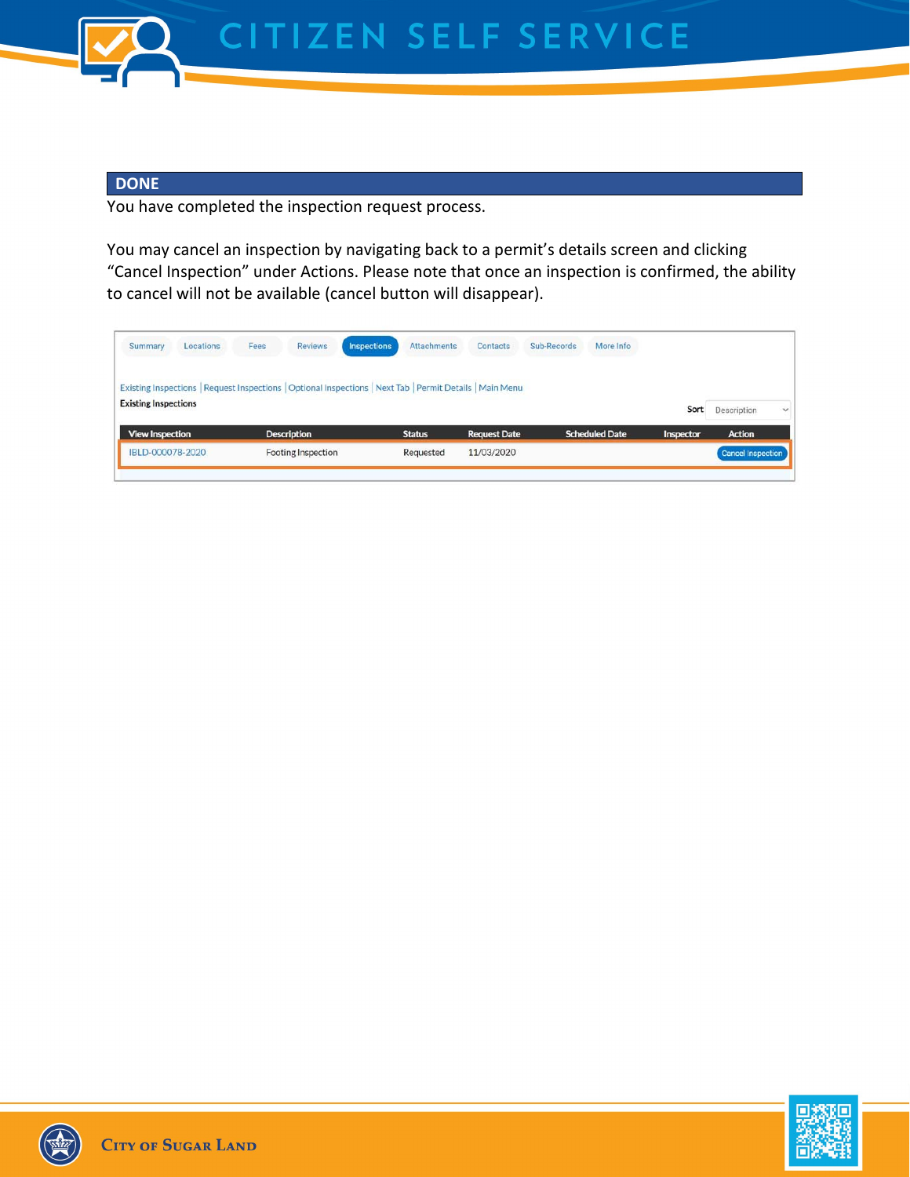## DONE

You have completed the inspection request process.

You may cancel an inspection by navigating back to a permit's details screen and clicking "Cancel Inspection" under Actions. Please note that once an inspection is confirmed, the ability to cancel will not be available (cancel button will disappear).

Summary | Locations | Fees | Reviews | Inspections | Attachments | Contacts | Sub-Records | More Info

Existing Inspections | Request Inspections | Optional Inspections | Next Tab | Permit Details | Main Menu

Existing Inspections

Sort: Description

| View Inspection | Description | Status | Request Date | Scheduled Date | Inspector | Action |
|---|---|---|---|---|---|---|
| IBLD-000078-2020 | Footing Inspection | Requested | 11/03/2020 | | | Cancel Inspection |